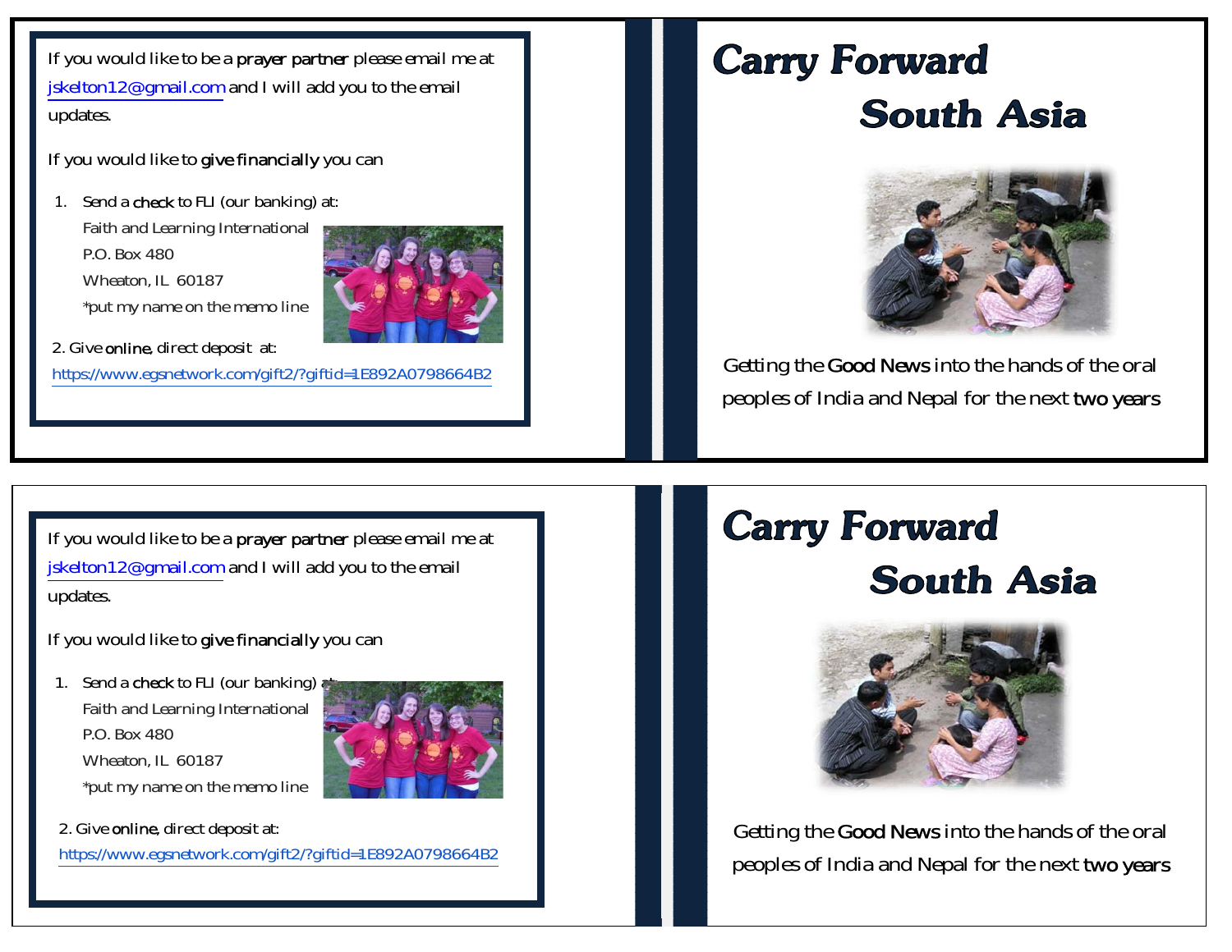If you would like to be a **prayer partner** please email me at jskelton12@gmail.com and I will add you to the email updates.

If you would like to **give financially** you can

1. Send a **check** to FLI (our banking) at:
   Faith and Learning International
   P.O. Box 480
   Wheaton, IL 60187
   *put my name on the memo line

2. Give **online**, direct deposit at:
   https://www.egsnetwork.com/gift2/?giftid=1E892A0798664B2

# Carry Forward
# South Asia

Getting the **Good News** into the hands of the oral peoples of India and Nepal for the next **two years**

If you would like to be a **prayer partner** please email me at jskelton12@gmail.com and I will add you to the email updates.

If you would like to **give financially** you can

1. Send a **check** to FLI (our banking) at:
   Faith and Learning International
   P.O. Box 480
   Wheaton, IL 60187
   *put my name on the memo line

2. Give **online**, direct deposit at:
   https://www.egsnetwork.com/gift2/?giftid=1E892A0798664B2

# Carry Forward
# South Asia

Getting the **Good News** into the hands of the oral peoples of India and Nepal for the next **two years**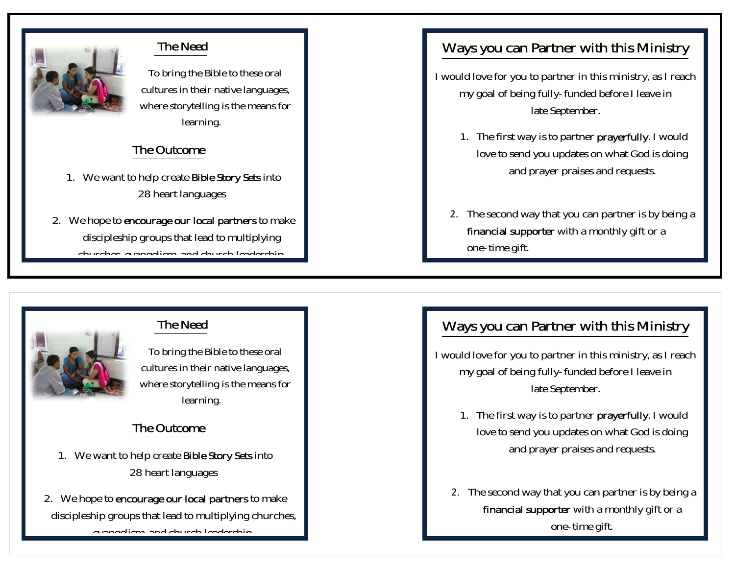## The Need

To bring the Bible to these oral cultures in their native languages, where storytelling is the means for learning.

## The Outcome

1. We want to help create **Bible Story Sets** into 28 heart languages
2. We hope to **encourage our local partners** to make discipleship groups that lead to multiplying churches, evangelism, and church leadership

## Ways you can Partner with this Ministry

I would love for you to partner in this ministry, as I reach my goal of being fully-funded before I leave in late September.

1. The first way is to partner **prayerfully**. I would love to send you updates on what God is doing and prayer praises and requests.

2. The second way that you can partner is by being a **financial supporter** with a monthly gift or a one-time gift.

## The Need

To bring the Bible to these oral cultures in their native languages, where storytelling is the means for learning.

## The Outcome

1. We want to help create **Bible Story Sets** into 28 heart languages
2. We hope to **encourage our local partners** to make discipleship groups that lead to multiplying churches, evangelism, and church leadership

## Ways you can Partner with this Ministry

I would love for you to partner in this ministry, as I reach my goal of being fully-funded before I leave in late September.

1. The first way is to partner **prayerfully**. I would love to send you updates on what God is doing and prayer praises and requests.

2. The second way that you can partner is by being a **financial supporter** with a monthly gift or a one-time gift.